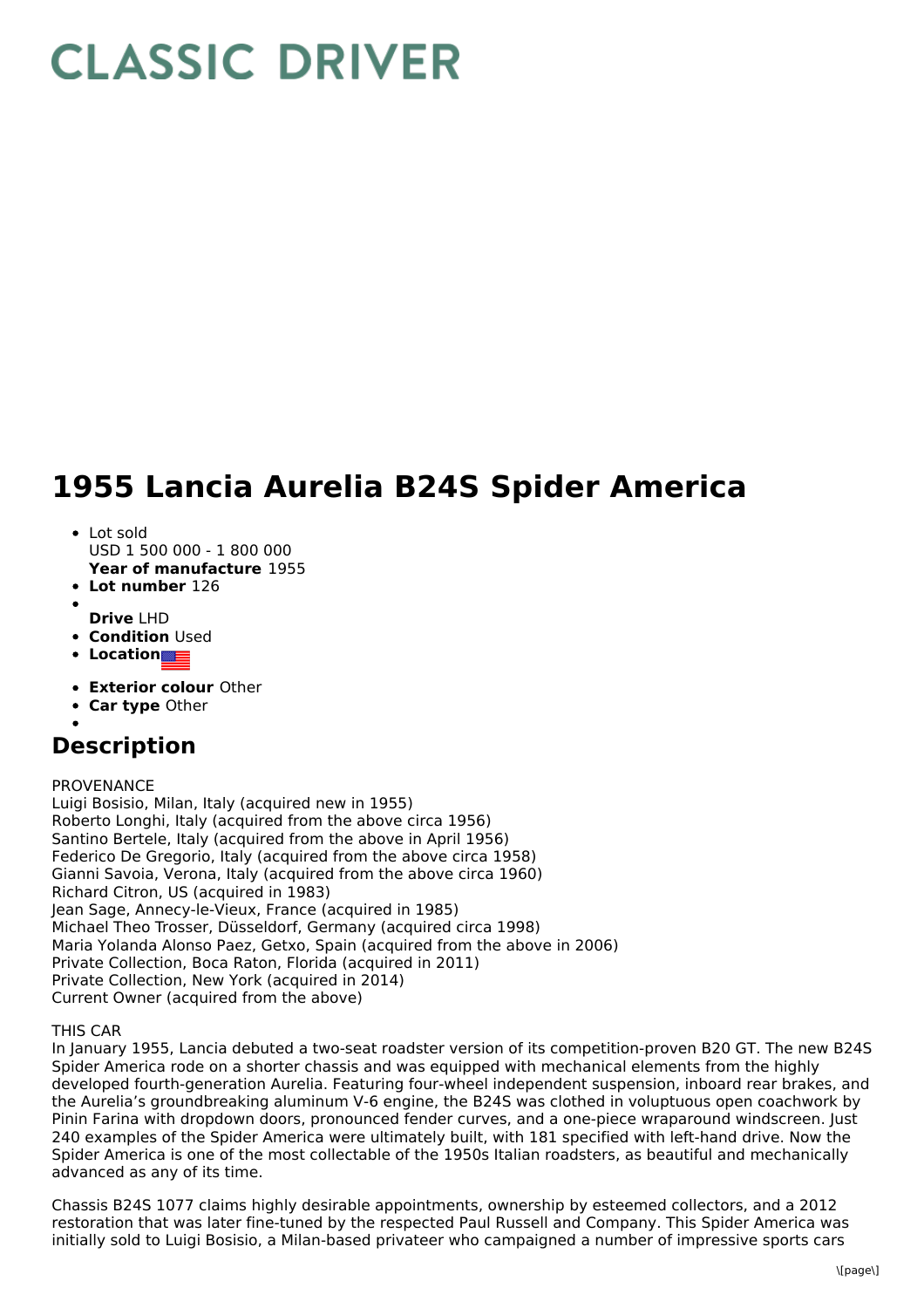# CLASSIC DRIVER

# 1955 Lancia Aurelia B24S Spider America

- Lot sold
  USD 1 500 000 - 1 800 000
  **Year of manufacture** 1955
- **Lot number** 126
- 
  **Drive** LHD
- **Condition** Used
- **Location**
- **Exterior colour** Other
- **Car type** Other
- 

## Description

PROVENANCE
Luigi Bosisio, Milan, Italy (acquired new in 1955)
Roberto Longhi, Italy (acquired from the above circa 1956)
Santino Bertele, Italy (acquired from the above in April 1956)
Federico De Gregorio, Italy (acquired from the above circa 1958)
Gianni Savoia, Verona, Italy (acquired from the above circa 1960)
Richard Citron, US (acquired in 1983)
Jean Sage, Annecy-le-Vieux, France (acquired in 1985)
Michael Theo Trosser, Düsseldorf, Germany (acquired circa 1998)
Maria Yolanda Alonso Paez, Getxo, Spain (acquired from the above in 2006)
Private Collection, Boca Raton, Florida (acquired in 2011)
Private Collection, New York (acquired in 2014)
Current Owner (acquired from the above)

THIS CAR
In January 1955, Lancia debuted a two-seat roadster version of its competition-proven B20 GT. The new B24S Spider America rode on a shorter chassis and was equipped with mechanical elements from the highly developed fourth-generation Aurelia. Featuring four-wheel independent suspension, inboard rear brakes, and the Aurelia's groundbreaking aluminum V-6 engine, the B24S was clothed in voluptuous open coachwork by Pinin Farina with dropdown doors, pronounced fender curves, and a one-piece wraparound windscreen. Just 240 examples of the Spider America were ultimately built, with 181 specified with left-hand drive. Now the Spider America is one of the most collectable of the 1950s Italian roadsters, as beautiful and mechanically advanced as any of its time.

Chassis B24S 1077 claims highly desirable appointments, ownership by esteemed collectors, and a 2012 restoration that was later fine-tuned by the respected Paul Russell and Company. This Spider America was initially sold to Luigi Bosisio, a Milan-based privateer who campaigned a number of impressive sports cars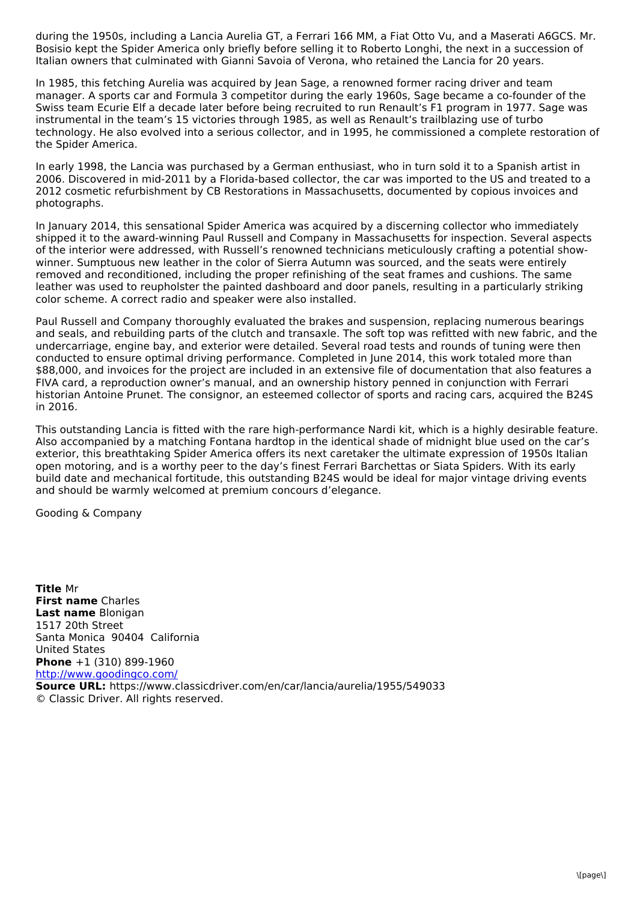during the 1950s, including a Lancia Aurelia GT, a Ferrari 166 MM, a Fiat Otto Vu, and a Maserati A6GCS. Mr. Bosisio kept the Spider America only briefly before selling it to Roberto Longhi, the next in a succession of Italian owners that culminated with Gianni Savoia of Verona, who retained the Lancia for 20 years.

In 1985, this fetching Aurelia was acquired by Jean Sage, a renowned former racing driver and team manager. A sports car and Formula 3 competitor during the early 1960s, Sage became a co-founder of the Swiss team Ecurie Elf a decade later before being recruited to run Renault's F1 program in 1977. Sage was instrumental in the team's 15 victories through 1985, as well as Renault's trailblazing use of turbo technology. He also evolved into a serious collector, and in 1995, he commissioned a complete restoration of the Spider America.

In early 1998, the Lancia was purchased by a German enthusiast, who in turn sold it to a Spanish artist in 2006. Discovered in mid-2011 by a Florida-based collector, the car was imported to the US and treated to a 2012 cosmetic refurbishment by CB Restorations in Massachusetts, documented by copious invoices and photographs.

In January 2014, this sensational Spider America was acquired by a discerning collector who immediately shipped it to the award-winning Paul Russell and Company in Massachusetts for inspection. Several aspects of the interior were addressed, with Russell's renowned technicians meticulously crafting a potential show-winner. Sumptuous new leather in the color of Sierra Autumn was sourced, and the seats were entirely removed and reconditioned, including the proper refinishing of the seat frames and cushions. The same leather was used to reupholster the painted dashboard and door panels, resulting in a particularly striking color scheme. A correct radio and speaker were also installed.

Paul Russell and Company thoroughly evaluated the brakes and suspension, replacing numerous bearings and seals, and rebuilding parts of the clutch and transaxle. The soft top was refitted with new fabric, and the undercarriage, engine bay, and exterior were detailed. Several road tests and rounds of tuning were then conducted to ensure optimal driving performance. Completed in June 2014, this work totaled more than $88,000, and invoices for the project are included in an extensive file of documentation that also features a FIVA card, a reproduction owner's manual, and an ownership history penned in conjunction with Ferrari historian Antoine Prunet. The consignor, an esteemed collector of sports and racing cars, acquired the B24S in 2016.

This outstanding Lancia is fitted with the rare high-performance Nardi kit, which is a highly desirable feature. Also accompanied by a matching Fontana hardtop in the identical shade of midnight blue used on the car's exterior, this breathtaking Spider America offers its next caretaker the ultimate expression of 1950s Italian open motoring, and is a worthy peer to the day's finest Ferrari Barchettas or Siata Spiders. With its early build date and mechanical fortitude, this outstanding B24S would be ideal for major vintage driving events and should be warmly welcomed at premium concours d'elegance.

Gooding & Company

**Title** Mr
**First name** Charles
**Last name** Blonigan
1517 20th Street
Santa Monica 90404 California
United States
**Phone** +1 (310) 899-1960
http://www.goodingco.com/
**Source URL:** https://www.classicdriver.com/en/car/lancia/aurelia/1955/549033
© Classic Driver. All rights reserved.